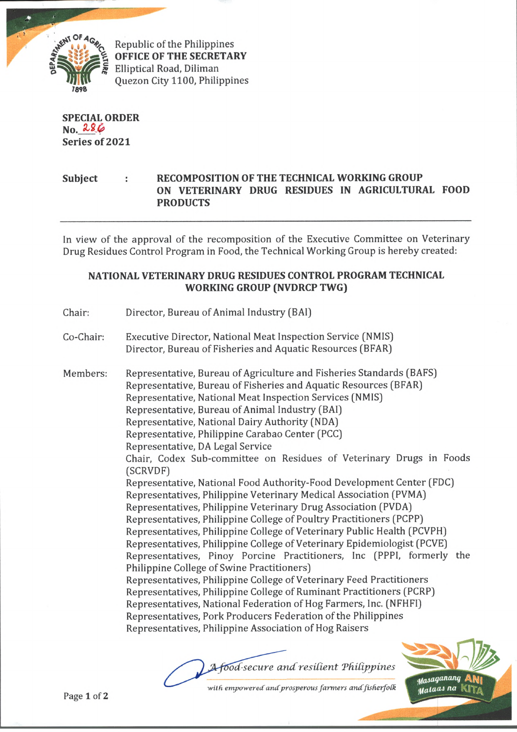Republic of the Philippines
**OFFICE OF THE SECRETARY**
Elliptical Road, Diliman
Quezon City 1100, Philippines

**SPECIAL ORDER**
**No. 286**
**Series of 2021**

**Subject : RECOMPOSITION OF THE TECHNICAL WORKING GROUP ON VETERINARY DRUG RESIDUES IN AGRICULTURAL FOOD PRODUCTS**

---

In view of the approval of the recomposition of the Executive Committee on Veterinary Drug Residues Control Program in Food, the Technical Working Group is hereby created:

## NATIONAL VETERINARY DRUG RESIDUES CONTROL PROGRAM TECHNICAL WORKING GROUP (NVDRCP TWG)

Chair: Director, Bureau of Animal Industry (BAI)

Co-Chair: Executive Director, National Meat Inspection Service (NMIS)
Director, Bureau of Fisheries and Aquatic Resources (BFAR)

Members:
Representative, Bureau of Agriculture and Fisheries Standards (BAFS)
Representative, Bureau of Fisheries and Aquatic Resources (BFAR)
Representative, National Meat Inspection Services (NMIS)
Representative, Bureau of Animal Industry (BAI)
Representative, National Dairy Authority (NDA)
Representative, Philippine Carabao Center (PCC)
Representative, DA Legal Service
Chair, Codex Sub-committee on Residues of Veterinary Drugs in Foods (SCRVDF)
Representative, National Food Authority-Food Development Center (FDC)
Representatives, Philippine Veterinary Medical Association (PVMA)
Representatives, Philippine Veterinary Drug Association (PVDA)
Representatives, Philippine College of Poultry Practitioners (PCPP)
Representatives, Philippine College of Veterinary Public Health (PCVPH)
Representatives, Philippine College of Veterinary Epidemiologist (PCVE)
Representatives, Pinoy Porcine Practitioners, Inc (PPPI, formerly the Philippine College of Swine Practitioners)
Representatives, Philippine College of Veterinary Feed Practitioners
Representatives, Philippine College of Ruminant Practitioners (PCRP)
Representatives, National Federation of Hog Farmers, Inc. (NFHFI)
Representatives, Pork Producers Federation of the Philippines
Representatives, Philippine Association of Hog Raisers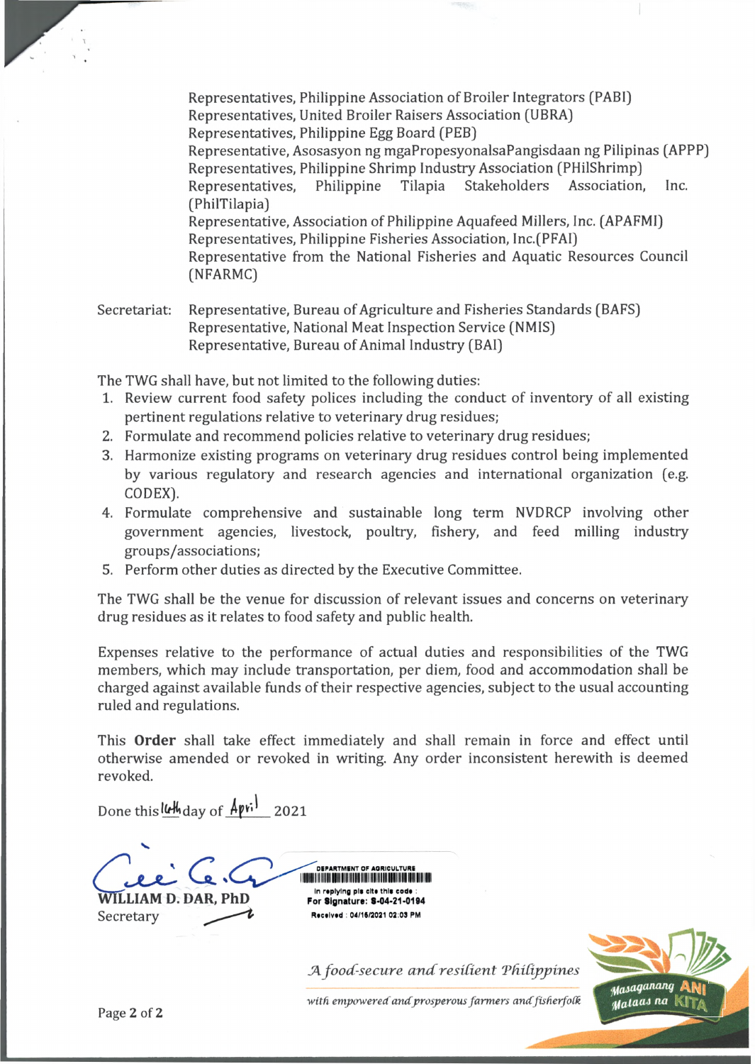Representatives, Philippine Association of Broiler Integrators (PABI)
Representatives, United Broiler Raisers Association (UBRA)
Representatives, Philippine Egg Board (PEB)
Representative, Asosasyon ng mgaPropesyonalsaPangisdaan ng Pilipinas (APPP)
Representatives, Philippine Shrimp Industry Association (PHilShrimp)
Representatives, Philippine Tilapia Stakeholders Association, Inc. (PhilTilapia)
Representative, Association of Philippine Aquafeed Millers, Inc. (APAFMI)
Representatives, Philippine Fisheries Association, Inc.(PFAI)
Representative from the National Fisheries and Aquatic Resources Council (NFARMC)

Secretariat: Representative, Bureau of Agriculture and Fisheries Standards (BAFS)
Representative, National Meat Inspection Service (NMIS)
Representative, Bureau of Animal Industry (BAI)

The TWG shall have, but not limited to the following duties:

1. Review current food safety polices including the conduct of inventory of all existing pertinent regulations relative to veterinary drug residues;
2. Formulate and recommend policies relative to veterinary drug residues;
3. Harmonize existing programs on veterinary drug residues control being implemented by various regulatory and research agencies and international organization (e.g. CODEX).
4. Formulate comprehensive and sustainable long term NVDRCP involving other government agencies, livestock, poultry, fishery, and feed milling industry groups/associations;
5. Perform other duties as directed by the Executive Committee.

The TWG shall be the venue for discussion of relevant issues and concerns on veterinary drug residues as it relates to food safety and public health.

Expenses relative to the performance of actual duties and responsibilities of the TWG members, which may include transportation, per diem, food and accommodation shall be charged against available funds of their respective agencies, subject to the usual accounting ruled and regulations.

This **Order** shall take effect immediately and shall remain in force and effect until otherwise amended or revoked in writing. Any order inconsistent herewith is deemed revoked.

Done this 16th day of April 2021

**WILLIAM D. DAR, PhD**
Secretary

DEPARTMENT OF AGRICULTURE
In replying pls cite this code :
For Signature: S-04-21-0194
Received : 04/16/2021 02:03 PM

*A food-secure and resilient Philippines*
*with empowered and prosperous farmers and fisherfolk*

Masaganang ANI Mataas na KITA